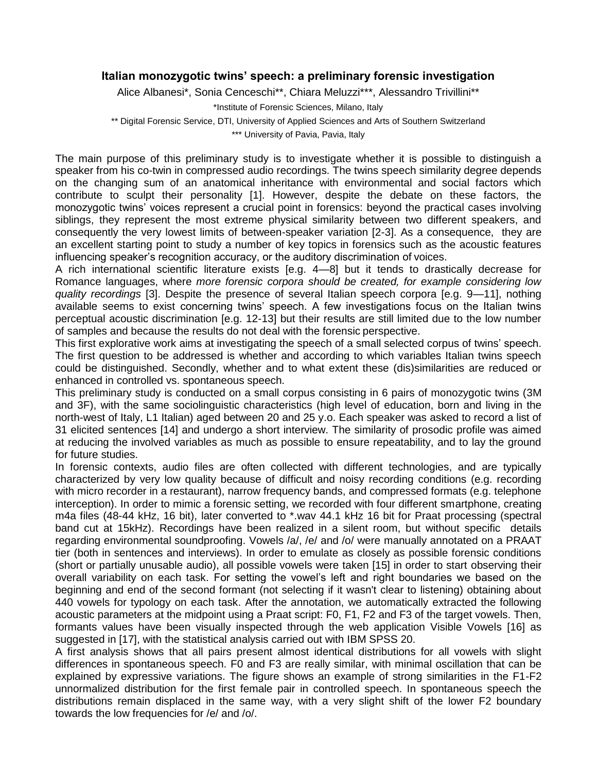# Italian monozygotic twins' speech: a preliminary forensic investigation

Alice Albanesi*, Sonia Cenceschi**, Chiara Meluzzi***, Alessandro Trivillini**

*Institute of Forensic Sciences, Milano, Italy

** Digital Forensic Service, DTI, University of Applied Sciences and Arts of Southern Switzerland

*** University of Pavia, Pavia, Italy

The main purpose of this preliminary study is to investigate whether it is possible to distinguish a speaker from his co-twin in compressed audio recordings. The twins speech similarity degree depends on the changing sum of an anatomical inheritance with environmental and social factors which contribute to sculpt their personality [1]. However, despite the debate on these factors, the monozygotic twins' voices represent a crucial point in forensics: beyond the practical cases involving siblings, they represent the most extreme physical similarity between two different speakers, and consequently the very lowest limits of between-speaker variation [2-3]. As a consequence, they are an excellent starting point to study a number of key topics in forensics such as the acoustic features influencing speaker's recognition accuracy, or the auditory discrimination of voices.

A rich international scientific literature exists [e.g. 4—8] but it tends to drastically decrease for Romance languages, where *more forensic corpora should be created, for example considering low quality recordings* [3]. Despite the presence of several Italian speech corpora [e.g. 9—11], nothing available seems to exist concerning twins' speech. A few investigations focus on the Italian twins perceptual acoustic discrimination [e.g. 12-13] but their results are still limited due to the low number of samples and because the results do not deal with the forensic perspective.

This first explorative work aims at investigating the speech of a small selected corpus of twins' speech. The first question to be addressed is whether and according to which variables Italian twins speech could be distinguished. Secondly, whether and to what extent these (dis)similarities are reduced or enhanced in controlled vs. spontaneous speech.

This preliminary study is conducted on a small corpus consisting in 6 pairs of monozygotic twins (3M and 3F), with the same sociolinguistic characteristics (high level of education, born and living in the north-west of Italy, L1 Italian) aged between 20 and 25 y.o. Each speaker was asked to record a list of 31 elicited sentences [14] and undergo a short interview. The similarity of prosodic profile was aimed at reducing the involved variables as much as possible to ensure repeatability, and to lay the ground for future studies.

In forensic contexts, audio files are often collected with different technologies, and are typically characterized by very low quality because of difficult and noisy recording conditions (e.g. recording with micro recorder in a restaurant), narrow frequency bands, and compressed formats (e.g. telephone interception). In order to mimic a forensic setting, we recorded with four different smartphone, creating m4a files (48-44 kHz, 16 bit), later converted to *.wav 44.1 kHz 16 bit for Praat processing (spectral band cut at 15kHz). Recordings have been realized in a silent room, but without specific details regarding environmental soundproofing. Vowels /a/, /e/ and /o/ were manually annotated on a PRAAT tier (both in sentences and interviews). In order to emulate as closely as possible forensic conditions (short or partially unusable audio), all possible vowels were taken [15] in order to start observing their overall variability on each task. For setting the vowel's left and right boundaries we based on the beginning and end of the second formant (not selecting if it wasn't clear to listening) obtaining about 440 vowels for typology on each task. After the annotation, we automatically extracted the following acoustic parameters at the midpoint using a Praat script: F0, F1, F2 and F3 of the target vowels. Then, formants values have been visually inspected through the web application Visible Vowels [16] as suggested in [17], with the statistical analysis carried out with IBM SPSS 20.

A first analysis shows that all pairs present almost identical distributions for all vowels with slight differences in spontaneous speech. F0 and F3 are really similar, with minimal oscillation that can be explained by expressive variations. The figure shows an example of strong similarities in the F1-F2 unnormalized distribution for the first female pair in controlled speech. In spontaneous speech the distributions remain displaced in the same way, with a very slight shift of the lower F2 boundary towards the low frequencies for /e/ and /o/.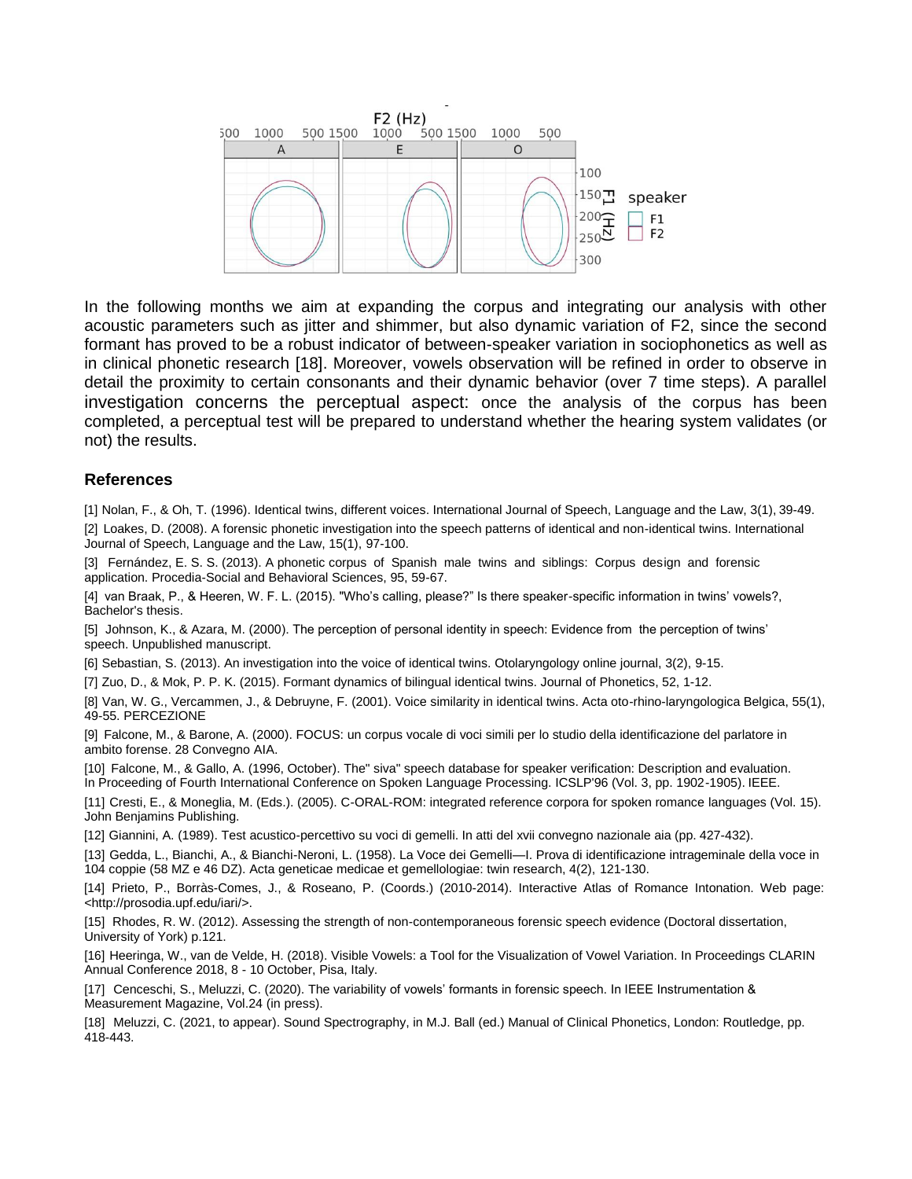F2 (Hz)
500 1000 500 1500 1000 500 1500 1000 500
A E O
100
150
200
250
300
F1 (Hz)
speaker
F1
F2

In the following months we aim at expanding the corpus and integrating our analysis with other acoustic parameters such as jitter and shimmer, but also dynamic variation of F2, since the second formant has proved to be a robust indicator of between-speaker variation in sociophonetics as well as in clinical phonetic research [18]. Moreover, vowels observation will be refined in order to observe in detail the proximity to certain consonants and their dynamic behavior (over 7 time steps). A parallel investigation concerns the perceptual aspect: once the analysis of the corpus has been completed, a perceptual test will be prepared to understand whether the hearing system validates (or not) the results.

## References

[1] Nolan, F., & Oh, T. (1996). Identical twins, different voices. International Journal of Speech, Language and the Law, 3(1), 39-49.

[2] Loakes, D. (2008). A forensic phonetic investigation into the speech patterns of identical and non-identical twins. International Journal of Speech, Language and the Law, 15(1), 97-100.

[3] Fernández, E. S. S. (2013). A phonetic corpus of Spanish male twins and siblings: Corpus design and forensic application. Procedia-Social and Behavioral Sciences, 95, 59-67.

[4] van Braak, P., & Heeren, W. F. L. (2015). "Who's calling, please?" Is there speaker-specific information in twins' vowels?, Bachelor's thesis.

[5] Johnson, K., & Azara, M. (2000). The perception of personal identity in speech: Evidence from the perception of twins' speech. Unpublished manuscript.

[6] Sebastian, S. (2013). An investigation into the voice of identical twins. Otolaryngology online journal, 3(2), 9-15.

[7] Zuo, D., & Mok, P. P. K. (2015). Formant dynamics of bilingual identical twins. Journal of Phonetics, 52, 1-12.

[8] Van, W. G., Vercammen, J., & Debruyne, F. (2001). Voice similarity in identical twins. Acta oto-rhino-laryngologica Belgica, 55(1), 49-55. PERCEZIONE

[9] Falcone, M., & Barone, A. (2000). FOCUS: un corpus vocale di voci simili per lo studio della identificazione del parlatore in ambito forense. 28 Convegno AIA.

[10] Falcone, M., & Gallo, A. (1996, October). The" siva" speech database for speaker verification: Description and evaluation. In Proceeding of Fourth International Conference on Spoken Language Processing. ICSLP'96 (Vol. 3, pp. 1902-1905). IEEE.

[11] Cresti, E., & Moneglia, M. (Eds.). (2005). C-ORAL-ROM: integrated reference corpora for spoken romance languages (Vol. 15). John Benjamins Publishing.

[12] Giannini, A. (1989). Test acustico-percettivo su voci di gemelli. In atti del xvii convegno nazionale aia (pp. 427-432).

[13] Gedda, L., Bianchi, A., & Bianchi-Neroni, L. (1958). La Voce dei Gemelli—I. Prova di identificazione intrageminale della voce in 104 coppie (58 MZ e 46 DZ). Acta geneticae medicae et gemellologiae: twin research, 4(2), 121-130.

[14] Prieto, P., Borràs-Comes, J., & Roseano, P. (Coords.) (2010-2014). Interactive Atlas of Romance Intonation. Web page: <http://prosodia.upf.edu/iari/>.

[15] Rhodes, R. W. (2012). Assessing the strength of non-contemporaneous forensic speech evidence (Doctoral dissertation, University of York) p.121.

[16] Heeringa, W., van de Velde, H. (2018). Visible Vowels: a Tool for the Visualization of Vowel Variation. In Proceedings CLARIN Annual Conference 2018, 8 - 10 October, Pisa, Italy.

[17] Cenceschi, S., Meluzzi, C. (2020). The variability of vowels' formants in forensic speech. In IEEE Instrumentation & Measurement Magazine, Vol.24 (in press).

[18] Meluzzi, C. (2021, to appear). Sound Spectrography, in M.J. Ball (ed.) Manual of Clinical Phonetics, London: Routledge, pp. 418-443.